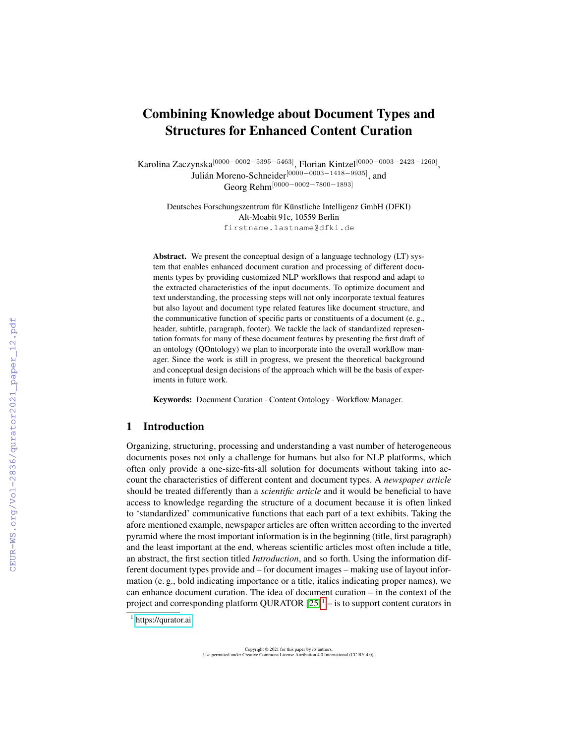# Combining Knowledge about Document Types and Structures for Enhanced Content Curation

Karolina Zaczynska[0000−0002−5395−5463], Florian Kintzel[0000−0003−2423−1260], Julián Moreno-Schneider[0000−0003−1418−9935], and Georg Rehm[0000−0002−7800−1893]

Deutsches Forschungszentrum für Künstliche Intelligenz GmbH (DFKI)
Alt-Moabit 91c, 10559 Berlin
firstname.lastname@dfki.de

**Abstract.** We present the conceptual design of a language technology (LT) system that enables enhanced document curation and processing of different documents types by providing customized NLP workflows that respond and adapt to the extracted characteristics of the input documents. To optimize document and text understanding, the processing steps will not only incorporate textual features but also layout and document type related features like document structure, and the communicative function of specific parts or constituents of a document (e. g., header, subtitle, paragraph, footer). We tackle the lack of standardized representation formats for many of these document features by presenting the first draft of an ontology (QOntology) we plan to incorporate into the overall workflow manager. Since the work is still in progress, we present the theoretical background and conceptual design decisions of the approach which will be the basis of experiments in future work.

**Keywords:** Document Curation · Content Ontology · Workflow Manager.

## 1 Introduction

Organizing, structuring, processing and understanding a vast number of heterogeneous documents poses not only a challenge for humans but also for NLP platforms, which often only provide a one-size-fits-all solution for documents without taking into account the characteristics of different content and document types. A *newspaper article* should be treated differently than a *scientific article* and it would be beneficial to have access to knowledge regarding the structure of a document because it is often linked to 'standardized' communicative functions that each part of a text exhibits. Taking the afore mentioned example, newspaper articles are often written according to the inverted pyramid where the most important information is in the beginning (title, first paragraph) and the least important at the end, whereas scientific articles most often include a title, an abstract, the first section titled *Introduction*, and so forth. Using the information different document types provide and – for document images – making use of layout information (e. g., bold indicating importance or a title, italics indicating proper names), we can enhance document curation. The idea of document curation – in the context of the project and corresponding platform QURATOR [25][1] – is to support content curators in

[1] https://qurator.ai

Copyright © 2021 for this paper by its authors.
Use permitted under Creative Commons License Attribution 4.0 International (CC BY 4.0).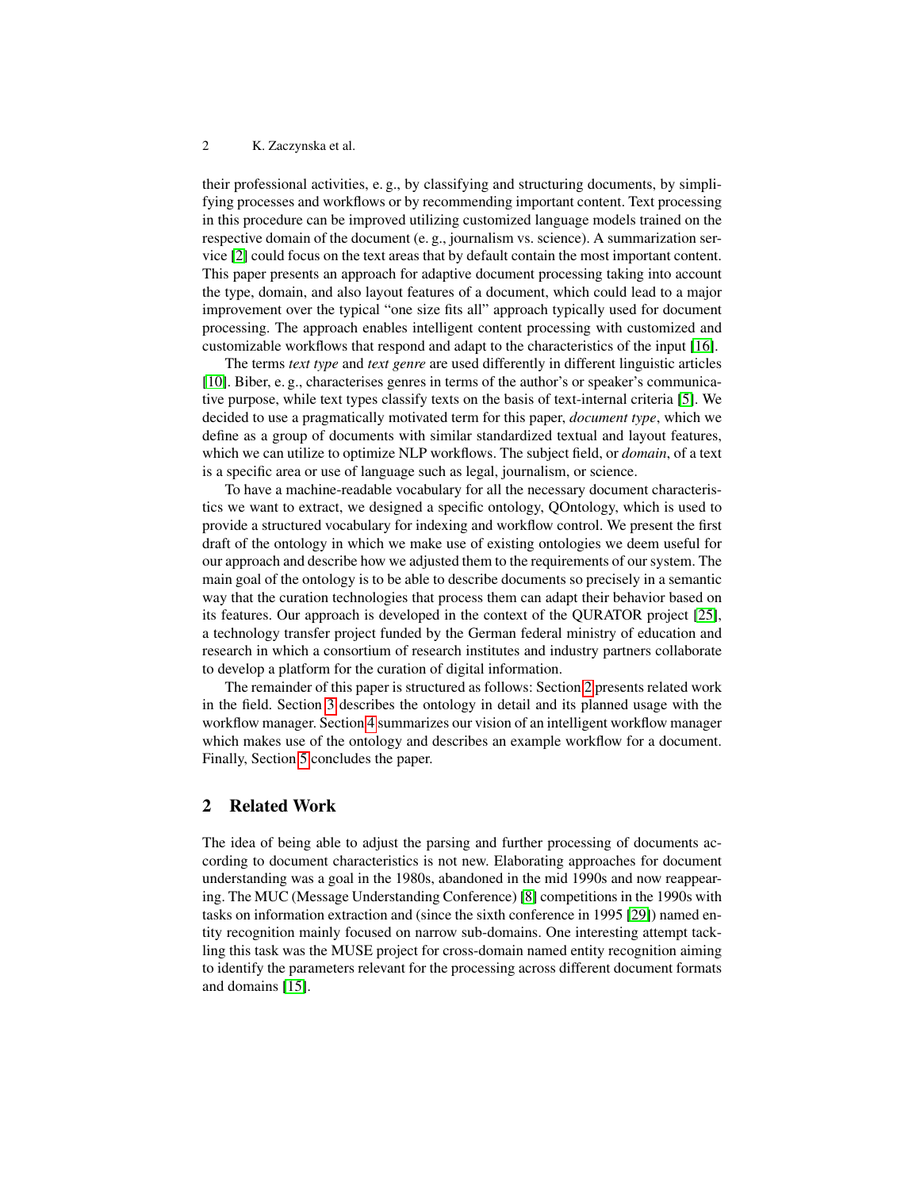their professional activities, e. g., by classifying and structuring documents, by simplifying processes and workflows or by recommending important content. Text processing in this procedure can be improved utilizing customized language models trained on the respective domain of the document (e. g., journalism vs. science). A summarization service [2] could focus on the text areas that by default contain the most important content. This paper presents an approach for adaptive document processing taking into account the type, domain, and also layout features of a document, which could lead to a major improvement over the typical "one size fits all" approach typically used for document processing. The approach enables intelligent content processing with customized and customizable workflows that respond and adapt to the characteristics of the input [16].

The terms *text type* and *text genre* are used differently in different linguistic articles [10]. Biber, e. g., characterises genres in terms of the author's or speaker's communicative purpose, while text types classify texts on the basis of text-internal criteria [5]. We decided to use a pragmatically motivated term for this paper, *document type*, which we define as a group of documents with similar standardized textual and layout features, which we can utilize to optimize NLP workflows. The subject field, or *domain*, of a text is a specific area or use of language such as legal, journalism, or science.

To have a machine-readable vocabulary for all the necessary document characteristics we want to extract, we designed a specific ontology, QOntology, which is used to provide a structured vocabulary for indexing and workflow control. We present the first draft of the ontology in which we make use of existing ontologies we deem useful for our approach and describe how we adjusted them to the requirements of our system. The main goal of the ontology is to be able to describe documents so precisely in a semantic way that the curation technologies that process them can adapt their behavior based on its features. Our approach is developed in the context of the QURATOR project [25], a technology transfer project funded by the German federal ministry of education and research in which a consortium of research institutes and industry partners collaborate to develop a platform for the curation of digital information.

The remainder of this paper is structured as follows: Section 2 presents related work in the field. Section 3 describes the ontology in detail and its planned usage with the workflow manager. Section 4 summarizes our vision of an intelligent workflow manager which makes use of the ontology and describes an example workflow for a document. Finally, Section 5 concludes the paper.

## 2 Related Work

The idea of being able to adjust the parsing and further processing of documents according to document characteristics is not new. Elaborating approaches for document understanding was a goal in the 1980s, abandoned in the mid 1990s and now reappearing. The MUC (Message Understanding Conference) [8] competitions in the 1990s with tasks on information extraction and (since the sixth conference in 1995 [29]) named entity recognition mainly focused on narrow sub-domains. One interesting attempt tackling this task was the MUSE project for cross-domain named entity recognition aiming to identify the parameters relevant for the processing across different document formats and domains [15].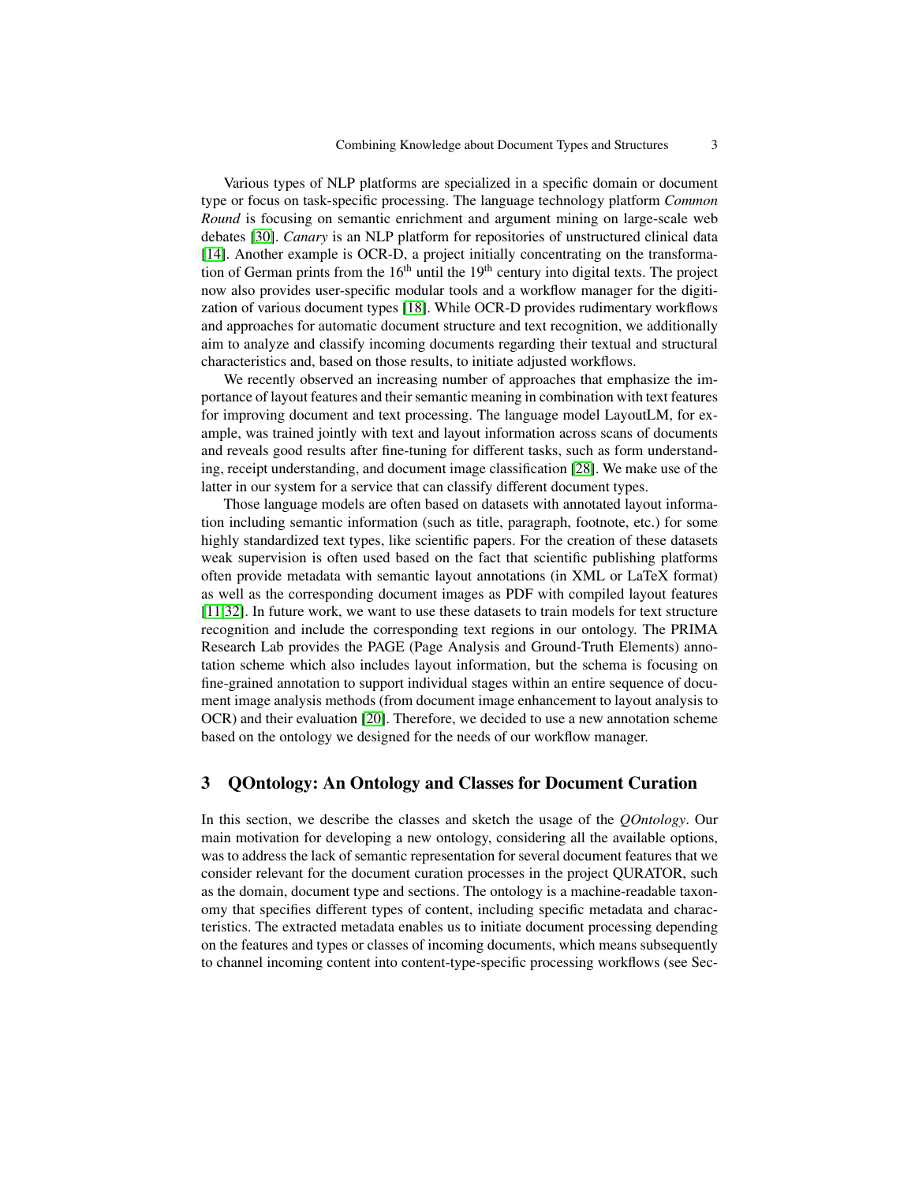Various types of NLP platforms are specialized in a specific domain or document type or focus on task-specific processing. The language technology platform *Common Round* is focusing on semantic enrichment and argument mining on large-scale web debates [30]. *Canary* is an NLP platform for repositories of unstructured clinical data [14]. Another example is OCR-D, a project initially concentrating on the transformation of German prints from the 16$^{\text{th}}$ until the 19$^{\text{th}}$ century into digital texts. The project now also provides user-specific modular tools and a workflow manager for the digitization of various document types [18]. While OCR-D provides rudimentary workflows and approaches for automatic document structure and text recognition, we additionally aim to analyze and classify incoming documents regarding their textual and structural characteristics and, based on those results, to initiate adjusted workflows.

We recently observed an increasing number of approaches that emphasize the importance of layout features and their semantic meaning in combination with text features for improving document and text processing. The language model LayoutLM, for example, was trained jointly with text and layout information across scans of documents and reveals good results after fine-tuning for different tasks, such as form understanding, receipt understanding, and document image classification [28]. We make use of the latter in our system for a service that can classify different document types.

Those language models are often based on datasets with annotated layout information including semantic information (such as title, paragraph, footnote, etc.) for some highly standardized text types, like scientific papers. For the creation of these datasets weak supervision is often used based on the fact that scientific publishing platforms often provide metadata with semantic layout annotations (in XML or LaTeX format) as well as the corresponding document images as PDF with compiled layout features [11,32]. In future work, we want to use these datasets to train models for text structure recognition and include the corresponding text regions in our ontology. The PRIMA Research Lab provides the PAGE (Page Analysis and Ground-Truth Elements) annotation scheme which also includes layout information, but the schema is focusing on fine-grained annotation to support individual stages within an entire sequence of document image analysis methods (from document image enhancement to layout analysis to OCR) and their evaluation [20]. Therefore, we decided to use a new annotation scheme based on the ontology we designed for the needs of our workflow manager.

## 3 QOntology: An Ontology and Classes for Document Curation

In this section, we describe the classes and sketch the usage of the *QOntology*. Our main motivation for developing a new ontology, considering all the available options, was to address the lack of semantic representation for several document features that we consider relevant for the document curation processes in the project QURATOR, such as the domain, document type and sections. The ontology is a machine-readable taxonomy that specifies different types of content, including specific metadata and characteristics. The extracted metadata enables us to initiate document processing depending on the features and types or classes of incoming documents, which means subsequently to channel incoming content into content-type-specific processing workflows (see Sec-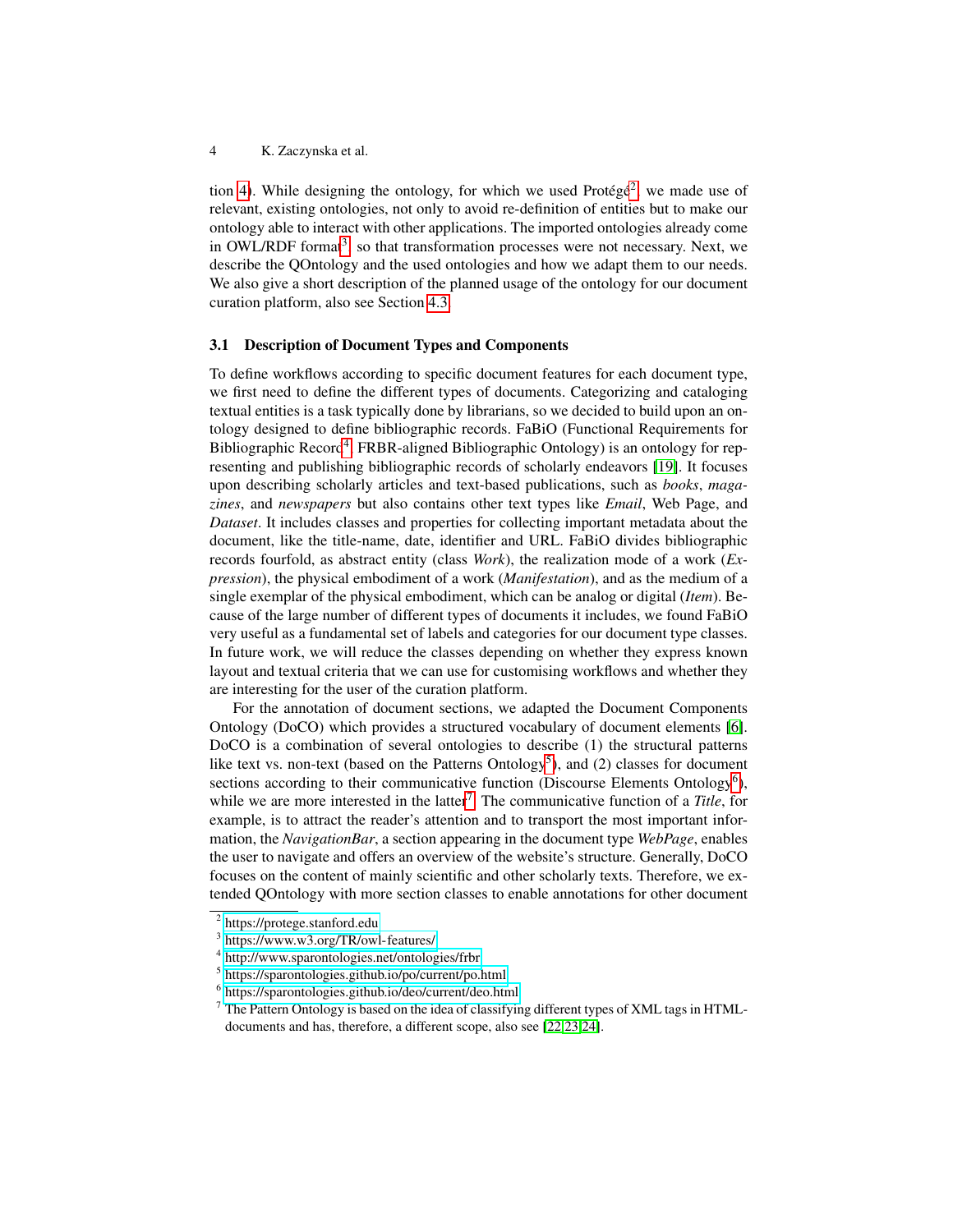tion 4). While designing the ontology, for which we used Protégé[2], we made use of relevant, existing ontologies, not only to avoid re-definition of entities but to make our ontology able to interact with other applications. The imported ontologies already come in OWL/RDF format[3], so that transformation processes were not necessary. Next, we describe the QOntology and the used ontologies and how we adapt them to our needs. We also give a short description of the planned usage of the ontology for our document curation platform, also see Section 4.3.

### 3.1 Description of Document Types and Components

To define workflows according to specific document features for each document type, we first need to define the different types of documents. Categorizing and cataloging textual entities is a task typically done by librarians, so we decided to build upon an ontology designed to define bibliographic records. FaBiO (Functional Requirements for Bibliographic Record[4] FRBR-aligned Bibliographic Ontology) is an ontology for representing and publishing bibliographic records of scholarly endeavors [19]. It focuses upon describing scholarly articles and text-based publications, such as *books*, *magazines*, and *newspapers* but also contains other text types like *Email*, Web Page, and *Dataset*. It includes classes and properties for collecting important metadata about the document, like the title-name, date, identifier and URL. FaBiO divides bibliographic records fourfold, as abstract entity (class *Work*), the realization mode of a work (*Expression*), the physical embodiment of a work (*Manifestation*), and as the medium of a single exemplar of the physical embodiment, which can be analog or digital (*Item*). Because of the large number of different types of documents it includes, we found FaBiO very useful as a fundamental set of labels and categories for our document type classes. In future work, we will reduce the classes depending on whether they express known layout and textual criteria that we can use for customising workflows and whether they are interesting for the user of the curation platform.

For the annotation of document sections, we adapted the Document Components Ontology (DoCO) which provides a structured vocabulary of document elements [6]. DoCO is a combination of several ontologies to describe (1) the structural patterns like text vs. non-text (based on the Patterns Ontology[5]), and (2) classes for document sections according to their communicative function (Discourse Elements Ontology[6]), while we are more interested in the latter[7]. The communicative function of a *Title*, for example, is to attract the reader's attention and to transport the most important information, the *NavigationBar*, a section appearing in the document type *WebPage*, enables the user to navigate and offers an overview of the website's structure. Generally, DoCO focuses on the content of mainly scientific and other scholarly texts. Therefore, we extended QOntology with more section classes to enable annotations for other document

---

[2] https://protege.stanford.edu

[3] https://www.w3.org/TR/owl-features/

[4] http://www.sparontologies.net/ontologies/frbr

[5] https://sparontologies.github.io/po/current/po.html

[6] https://sparontologies.github.io/deo/current/deo.html

[7] The Pattern Ontology is based on the idea of classifying different types of XML tags in HTML-documents and has, therefore, a different scope, also see [22,23,24].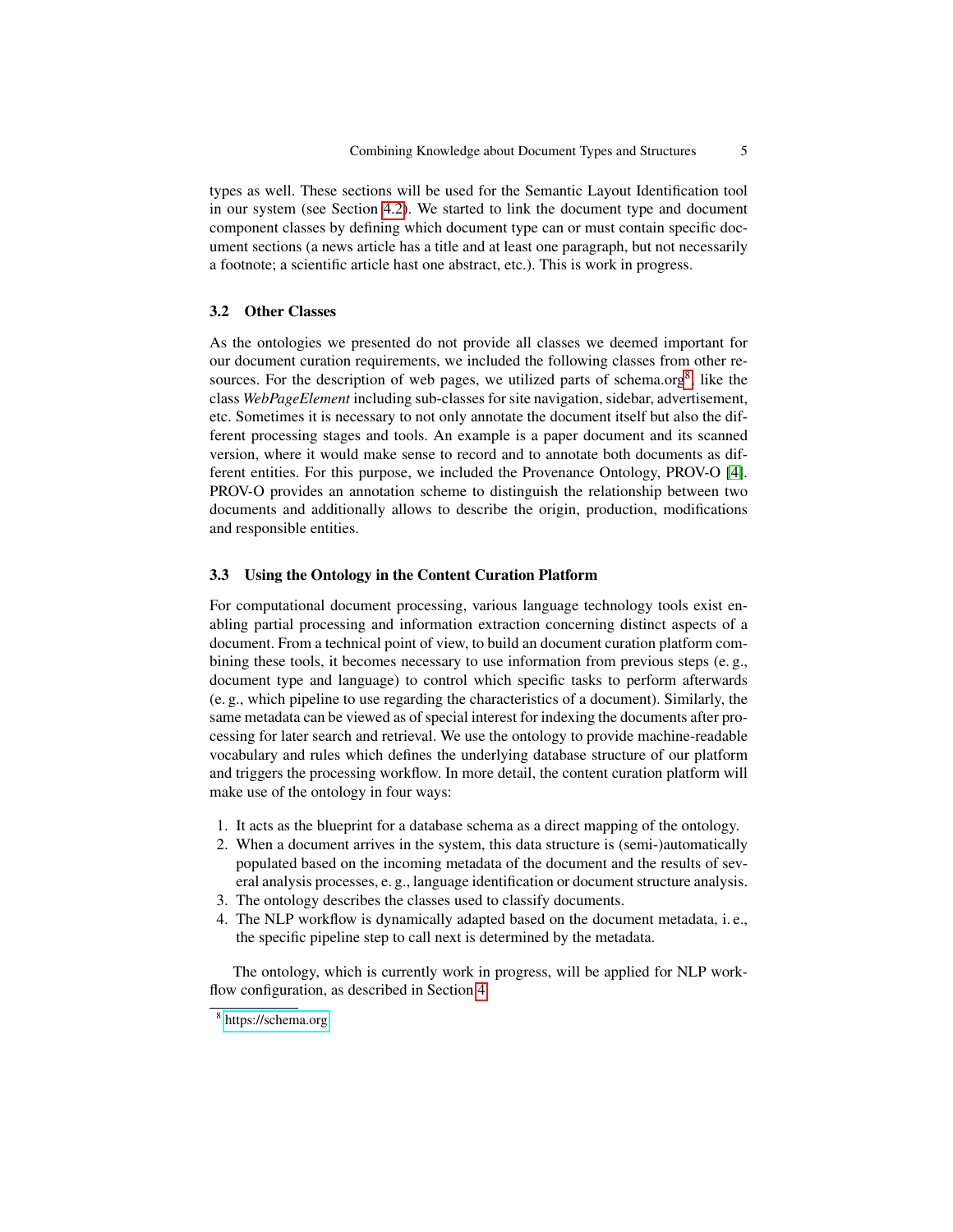types as well. These sections will be used for the Semantic Layout Identification tool in our system (see Section 4.2). We started to link the document type and document component classes by defining which document type can or must contain specific document sections (a news article has a title and at least one paragraph, but not necessarily a footnote; a scientific article hast one abstract, etc.). This is work in progress.

### 3.2 Other Classes

As the ontologies we presented do not provide all classes we deemed important for our document curation requirements, we included the following classes from other resources. For the description of web pages, we utilized parts of schema.org[8], like the class *WebPageElement* including sub-classes for site navigation, sidebar, advertisement, etc. Sometimes it is necessary to not only annotate the document itself but also the different processing stages and tools. An example is a paper document and its scanned version, where it would make sense to record and to annotate both documents as different entities. For this purpose, we included the Provenance Ontology, PROV-O [4]. PROV-O provides an annotation scheme to distinguish the relationship between two documents and additionally allows to describe the origin, production, modifications and responsible entities.

### 3.3 Using the Ontology in the Content Curation Platform

For computational document processing, various language technology tools exist enabling partial processing and information extraction concerning distinct aspects of a document. From a technical point of view, to build an document curation platform combining these tools, it becomes necessary to use information from previous steps (e. g., document type and language) to control which specific tasks to perform afterwards (e. g., which pipeline to use regarding the characteristics of a document). Similarly, the same metadata can be viewed as of special interest for indexing the documents after processing for later search and retrieval. We use the ontology to provide machine-readable vocabulary and rules which defines the underlying database structure of our platform and triggers the processing workflow. In more detail, the content curation platform will make use of the ontology in four ways:

1. It acts as the blueprint for a database schema as a direct mapping of the ontology.
2. When a document arrives in the system, this data structure is (semi-)automatically populated based on the incoming metadata of the document and the results of several analysis processes, e. g., language identification or document structure analysis.
3. The ontology describes the classes used to classify documents.
4. The NLP workflow is dynamically adapted based on the document metadata, i. e., the specific pipeline step to call next is determined by the metadata.

The ontology, which is currently work in progress, will be applied for NLP workflow configuration, as described in Section 4.

[8] https://schema.org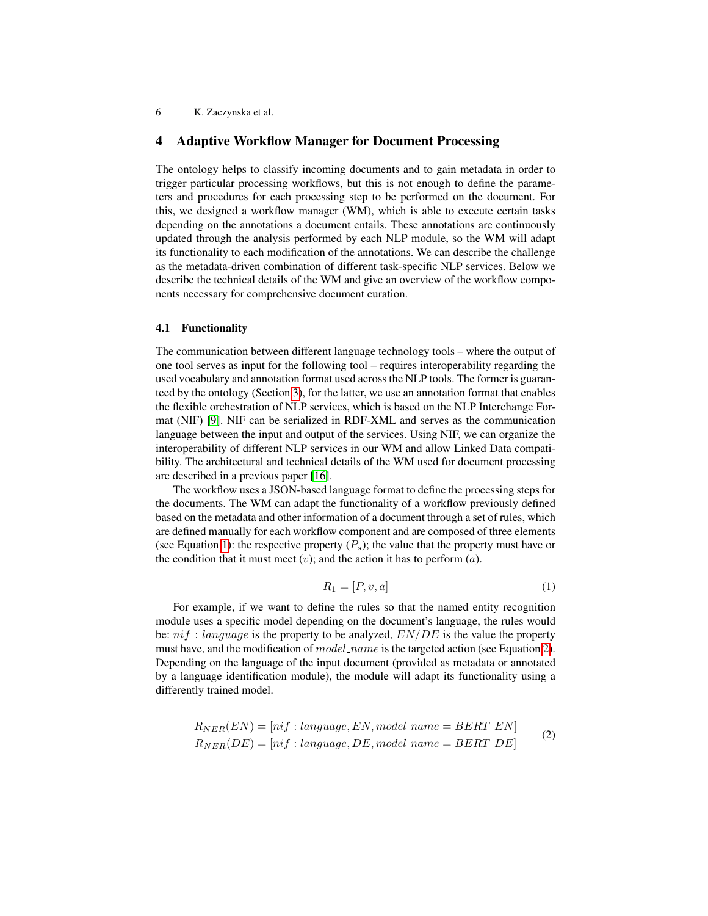## 4 Adaptive Workflow Manager for Document Processing

The ontology helps to classify incoming documents and to gain metadata in order to trigger particular processing workflows, but this is not enough to define the parameters and procedures for each processing step to be performed on the document. For this, we designed a workflow manager (WM), which is able to execute certain tasks depending on the annotations a document entails. These annotations are continuously updated through the analysis performed by each NLP module, so the WM will adapt its functionality to each modification of the annotations. We can describe the challenge as the metadata-driven combination of different task-specific NLP services. Below we describe the technical details of the WM and give an overview of the workflow components necessary for comprehensive document curation.

### 4.1 Functionality

The communication between different language technology tools – where the output of one tool serves as input for the following tool – requires interoperability regarding the used vocabulary and annotation format used across the NLP tools. The former is guaranteed by the ontology (Section 3), for the latter, we use an annotation format that enables the flexible orchestration of NLP services, which is based on the NLP Interchange Format (NIF) [9]. NIF can be serialized in RDF-XML and serves as the communication language between the input and output of the services. Using NIF, we can organize the interoperability of different NLP services in our WM and allow Linked Data compatibility. The architectural and technical details of the WM used for document processing are described in a previous paper [16].

The workflow uses a JSON-based language format to define the processing steps for the documents. The WM can adapt the functionality of a workflow previously defined based on the metadata and other information of a document through a set of rules, which are defined manually for each workflow component and are composed of three elements (see Equation 1): the respective property ($P_s$); the value that the property must have or the condition that it must meet ($v$); and the action it has to perform ($a$).

$$R_1 = [P, v, a] \tag{1}$$

For example, if we want to define the rules so that the named entity recognition module uses a specific model depending on the document's language, the rules would be: $nif : language$ is the property to be analyzed, $EN/DE$ is the value the property must have, and the modification of $model\_name$ is the targeted action (see Equation 2). Depending on the language of the input document (provided as metadata or annotated by a language identification module), the module will adapt its functionality using a differently trained model.

$$\begin{aligned} R_{NER}(EN) &= [nif : language, EN, model\_name = BERT\_EN] \\ R_{NER}(DE) &= [nif : language, DE, model\_name = BERT\_DE] \end{aligned} \tag{2}$$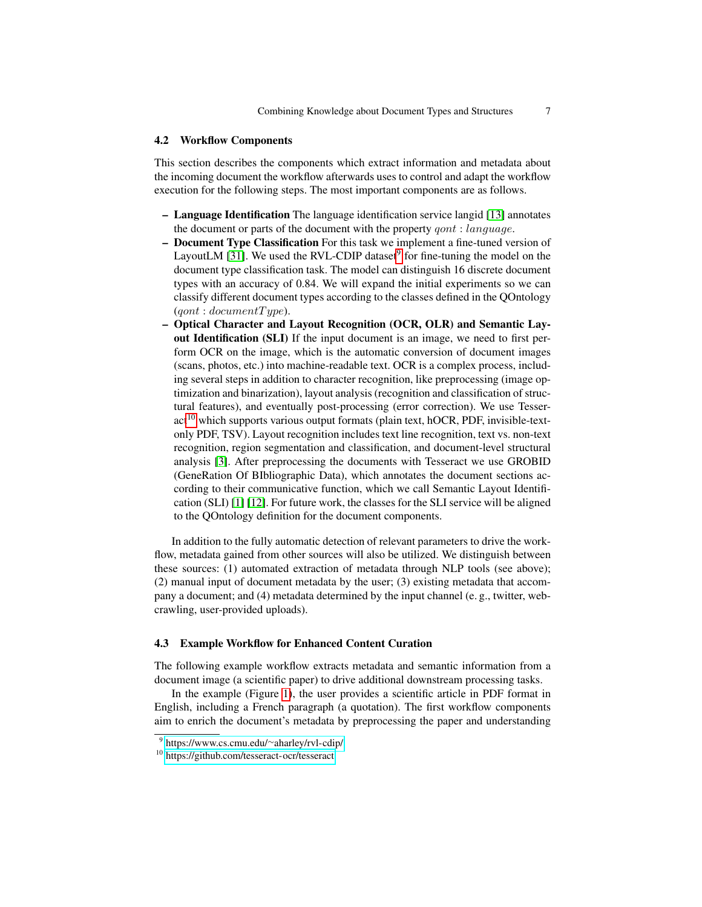### 4.2 Workflow Components

This section describes the components which extract information and metadata about the incoming document the workflow afterwards uses to control and adapt the workflow execution for the following steps. The most important components are as follows.

- **Language Identification** The language identification service langid [13] annotates the document or parts of the document with the property $qont : language$.
- **Document Type Classification** For this task we implement a fine-tuned version of LayoutLM [31]. We used the RVL-CDIP dataset[9] for fine-tuning the model on the document type classification task. The model can distinguish 16 discrete document types with an accuracy of 0.84. We will expand the initial experiments so we can classify different document types according to the classes defined in the QOntology ($qont : documentType$).
- **Optical Character and Layout Recognition (OCR, OLR) and Semantic Layout Identification (SLI)** If the input document is an image, we need to first perform OCR on the image, which is the automatic conversion of document images (scans, photos, etc.) into machine-readable text. OCR is a complex process, including several steps in addition to character recognition, like preprocessing (image optimization and binarization), layout analysis (recognition and classification of structural features), and eventually post-processing (error correction). We use Tesseract[10] which supports various output formats (plain text, hOCR, PDF, invisible-text-only PDF, TSV). Layout recognition includes text line recognition, text vs. non-text recognition, region segmentation and classification, and document-level structural analysis [3]. After preprocessing the documents with Tesseract we use GROBID (GeneRation Of BIbliographic Data), which annotates the document sections according to their communicative function, which we call Semantic Layout Identification (SLI) [1] [12]. For future work, the classes for the SLI service will be aligned to the QOntology definition for the document components.

In addition to the fully automatic detection of relevant parameters to drive the workflow, metadata gained from other sources will also be utilized. We distinguish between these sources: (1) automated extraction of metadata through NLP tools (see above); (2) manual input of document metadata by the user; (3) existing metadata that accompany a document; and (4) metadata determined by the input channel (e. g., twitter, webcrawling, user-provided uploads).

### 4.3 Example Workflow for Enhanced Content Curation

The following example workflow extracts metadata and semantic information from a document image (a scientific paper) to drive additional downstream processing tasks.

In the example (Figure 1), the user provides a scientific article in PDF format in English, including a French paragraph (a quotation). The first workflow components aim to enrich the document's metadata by preprocessing the paper and understanding

[9] https://www.cs.cmu.edu/~aharley/rvl-cdip/

[10] https://github.com/tesseract-ocr/tesseract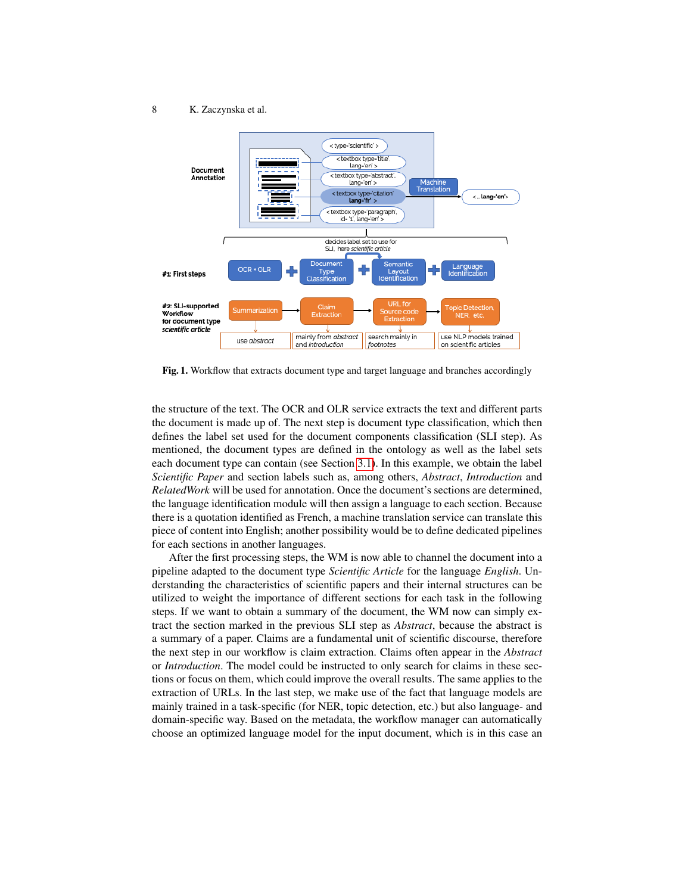**Fig. 1.** Workflow that extracts document type and target language and branches accordingly

the structure of the text. The OCR and OLR service extracts the text and different parts the document is made up of. The next step is document type classification, which then defines the label set used for the document components classification (SLI step). As mentioned, the document types are defined in the ontology as well as the label sets each document type can contain (see Section 3.1). In this example, we obtain the label *Scientific Paper* and section labels such as, among others, *Abstract*, *Introduction* and *RelatedWork* will be used for annotation. Once the document's sections are determined, the language identification module will then assign a language to each section. Because there is a quotation identified as French, a machine translation service can translate this piece of content into English; another possibility would be to define dedicated pipelines for each sections in another languages.

After the first processing steps, the WM is now able to channel the document into a pipeline adapted to the document type *Scientific Article* for the language *English*. Understanding the characteristics of scientific papers and their internal structures can be utilized to weight the importance of different sections for each task in the following steps. If we want to obtain a summary of the document, the WM now can simply extract the section marked in the previous SLI step as *Abstract*, because the abstract is a summary of a paper. Claims are a fundamental unit of scientific discourse, therefore the next step in our workflow is claim extraction. Claims often appear in the *Abstract* or *Introduction*. The model could be instructed to only search for claims in these sections or focus on them, which could improve the overall results. The same applies to the extraction of URLs. In the last step, we make use of the fact that language models are mainly trained in a task-specific (for NER, topic detection, etc.) but also language- and domain-specific way. Based on the metadata, the workflow manager can automatically choose an optimized language model for the input document, which is in this case an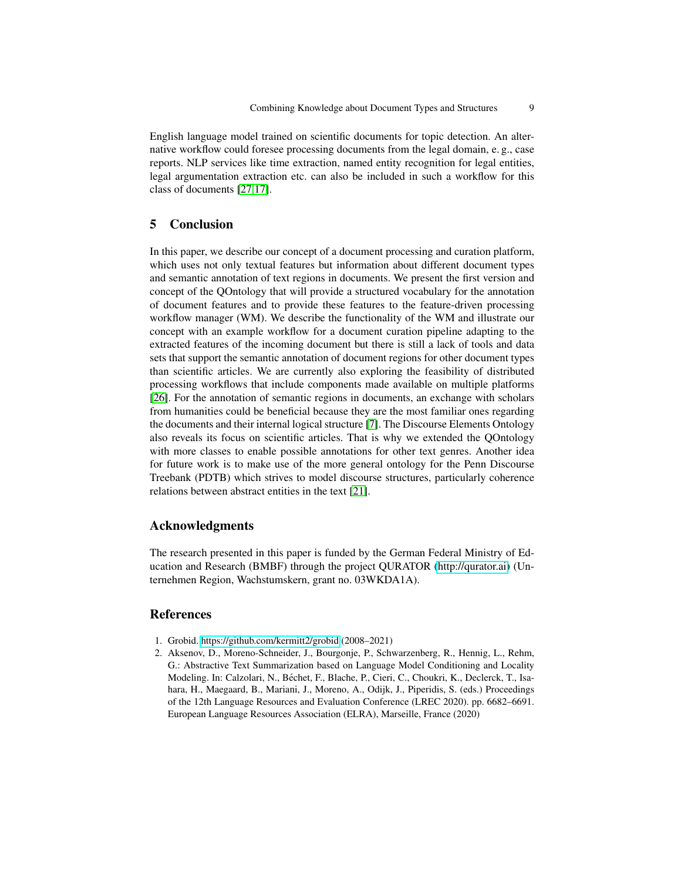English language model trained on scientific documents for topic detection. An alternative workflow could foresee processing documents from the legal domain, e. g., case reports. NLP services like time extraction, named entity recognition for legal entities, legal argumentation extraction etc. can also be included in such a workflow for this class of documents [27,17].

## 5 Conclusion

In this paper, we describe our concept of a document processing and curation platform, which uses not only textual features but information about different document types and semantic annotation of text regions in documents. We present the first version and concept of the QOntology that will provide a structured vocabulary for the annotation of document features and to provide these features to the feature-driven processing workflow manager (WM). We describe the functionality of the WM and illustrate our concept with an example workflow for a document curation pipeline adapting to the extracted features of the incoming document but there is still a lack of tools and data sets that support the semantic annotation of document regions for other document types than scientific articles. We are currently also exploring the feasibility of distributed processing workflows that include components made available on multiple platforms [26]. For the annotation of semantic regions in documents, an exchange with scholars from humanities could be beneficial because they are the most familiar ones regarding the documents and their internal logical structure [7]. The Discourse Elements Ontology also reveals its focus on scientific articles. That is why we extended the QOntology with more classes to enable possible annotations for other text genres. Another idea for future work is to make use of the more general ontology for the Penn Discourse Treebank (PDTB) which strives to model discourse structures, particularly coherence relations between abstract entities in the text [21].

## Acknowledgments

The research presented in this paper is funded by the German Federal Ministry of Education and Research (BMBF) through the project QURATOR (http://qurator.ai) (Unternehmen Region, Wachstumskern, grant no. 03WKDA1A).

## References

1. Grobid. https://github.com/kermitt2/grobid (2008–2021)
2. Aksenov, D., Moreno-Schneider, J., Bourgonje, P., Schwarzenberg, R., Hennig, L., Rehm, G.: Abstractive Text Summarization based on Language Model Conditioning and Locality Modeling. In: Calzolari, N., Béchet, F., Blache, P., Cieri, C., Choukri, K., Declerck, T., Isahara, H., Maegaard, B., Mariani, J., Moreno, A., Odijk, J., Piperidis, S. (eds.) Proceedings of the 12th Language Resources and Evaluation Conference (LREC 2020). pp. 6682–6691. European Language Resources Association (ELRA), Marseille, France (2020)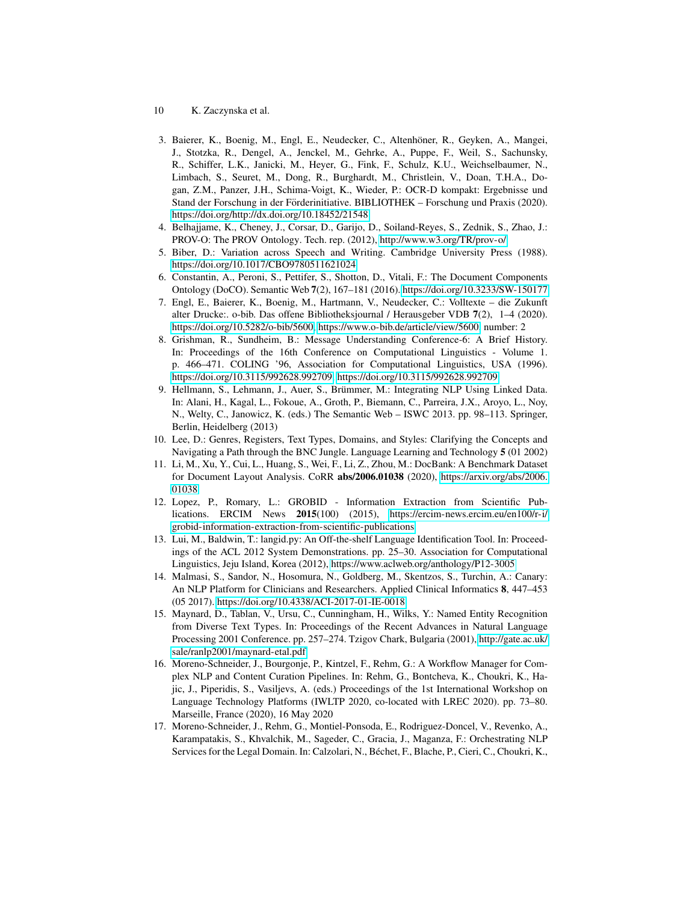3. Baierer, K., Boenig, M., Engl, E., Neudecker, C., Altenhöner, R., Geyken, A., Mangei, J., Stotzka, R., Dengel, A., Jenckel, M., Gehrke, A., Puppe, F., Weil, S., Sachunsky, R., Schiffer, L.K., Janicki, M., Heyer, G., Fink, F., Schulz, K.U., Weichselbaumer, N., Limbach, S., Seuret, M., Dong, R., Burghardt, M., Christlein, V., Doan, T.H.A., Dogan, Z.M., Panzer, J.H., Schima-Voigt, K., Wieder, P.: OCR-D kompakt: Ergebnisse und Stand der Forschung in der Förderinitiative. BIBLIOTHEK – Forschung und Praxis (2020). https://doi.org/http://dx.doi.org/10.18452/21548
4. Belhajjame, K., Cheney, J., Corsar, D., Garijo, D., Soiland-Reyes, S., Zednik, S., Zhao, J.: PROV-O: The PROV Ontology. Tech. rep. (2012), http://www.w3.org/TR/prov-o/
5. Biber, D.: Variation across Speech and Writing. Cambridge University Press (1988). https://doi.org/10.1017/CBO9780511621024
6. Constantin, A., Peroni, S., Pettifer, S., Shotton, D., Vitali, F.: The Document Components Ontology (DoCO). Semantic Web **7**(2), 167–181 (2016). https://doi.org/10.3233/SW-150177
7. Engl, E., Baierer, K., Boenig, M., Hartmann, V., Neudecker, C.: Volltexte – die Zukunft alter Drucke:. o-bib. Das offene Bibliotheksjournal / Herausgeber VDB **7**(2), 1–4 (2020). https://doi.org/10.5282/o-bib/5600, https://www.o-bib.de/article/view/5600, number: 2
8. Grishman, R., Sundheim, B.: Message Understanding Conference-6: A Brief History. In: Proceedings of the 16th Conference on Computational Linguistics - Volume 1. p. 466–471. COLING '96, Association for Computational Linguistics, USA (1996). https://doi.org/10.3115/992628.992709, https://doi.org/10.3115/992628.992709
9. Hellmann, S., Lehmann, J., Auer, S., Brümmer, M.: Integrating NLP Using Linked Data. In: Alani, H., Kagal, L., Fokoue, A., Groth, P., Biemann, C., Parreira, J.X., Aroyo, L., Noy, N., Welty, C., Janowicz, K. (eds.) The Semantic Web – ISWC 2013. pp. 98–113. Springer, Berlin, Heidelberg (2013)
10. Lee, D.: Genres, Registers, Text Types, Domains, and Styles: Clarifying the Concepts and Navigating a Path through the BNC Jungle. Language Learning and Technology **5** (01 2002)
11. Li, M., Xu, Y., Cui, L., Huang, S., Wei, F., Li, Z., Zhou, M.: DocBank: A Benchmark Dataset for Document Layout Analysis. CoRR **abs/2006.01038** (2020), https://arxiv.org/abs/2006.01038
12. Lopez, P., Romary, L.: GROBID - Information Extraction from Scientific Publications. ERCIM News **2015**(100) (2015), https://ercim-news.ercim.eu/en100/r-i/grobid-information-extraction-from-scientific-publications
13. Lui, M., Baldwin, T.: langid.py: An Off-the-shelf Language Identification Tool. In: Proceedings of the ACL 2012 System Demonstrations. pp. 25–30. Association for Computational Linguistics, Jeju Island, Korea (2012), https://www.aclweb.org/anthology/P12-3005
14. Malmasi, S., Sandor, N., Hosomura, N., Goldberg, M., Skentzos, S., Turchin, A.: Canary: An NLP Platform for Clinicians and Researchers. Applied Clinical Informatics **8**, 447–453 (05 2017). https://doi.org/10.4338/ACI-2017-01-IE-0018
15. Maynard, D., Tablan, V., Ursu, C., Cunningham, H., Wilks, Y.: Named Entity Recognition from Diverse Text Types. In: Proceedings of the Recent Advances in Natural Language Processing 2001 Conference. pp. 257–274. Tzigov Chark, Bulgaria (2001), http://gate.ac.uk/sale/ranlp2001/maynard-etal.pdf
16. Moreno-Schneider, J., Bourgonje, P., Kintzel, F., Rehm, G.: A Workflow Manager for Complex NLP and Content Curation Pipelines. In: Rehm, G., Bontcheva, K., Choukri, K., Hajic, J., Piperidis, S., Vasiljevs, A. (eds.) Proceedings of the 1st International Workshop on Language Technology Platforms (IWLTP 2020, co-located with LREC 2020). pp. 73–80. Marseille, France (2020), 16 May 2020
17. Moreno-Schneider, J., Rehm, G., Montiel-Ponsoda, E., Rodriguez-Doncel, V., Revenko, A., Karampatakis, S., Khvalchik, M., Sageder, C., Gracia, J., Maganza, F.: Orchestrating NLP Services for the Legal Domain. In: Calzolari, N., Béchet, F., Blache, P., Cieri, C., Choukri, K.,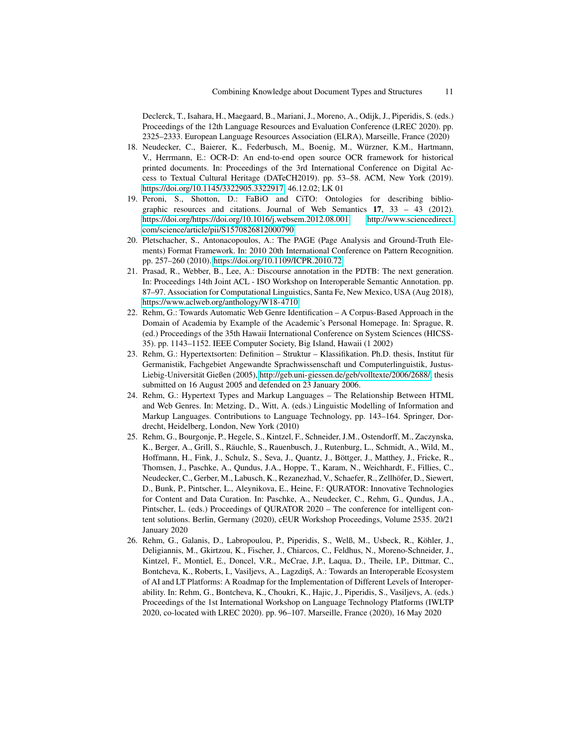Declerck, T., Isahara, H., Maegaard, B., Mariani, J., Moreno, A., Odijk, J., Piperidis, S. (eds.) Proceedings of the 12th Language Resources and Evaluation Conference (LREC 2020). pp. 2325–2333. European Language Resources Association (ELRA), Marseille, France (2020)

18. Neudecker, C., Baierer, K., Federbusch, M., Boenig, M., Würzner, K.M., Hartmann, V., Herrmann, E.: OCR-D: An end-to-end open source OCR framework for historical printed documents. In: Proceedings of the 3rd International Conference on Digital Access to Textual Cultural Heritage (DATeCH2019). pp. 53–58. ACM, New York (2019). https://doi.org/10.1145/3322905.3322917, 46.12.02; LK 01
19. Peroni, S., Shotton, D.: FaBiO and CiTO: Ontologies for describing bibliographic resources and citations. Journal of Web Semantics **17**, 33 – 43 (2012). https://doi.org/https://doi.org/10.1016/j.websem.2012.08.001, http://www.sciencedirect.com/science/article/pii/S1570826812000790
20. Pletschacher, S., Antonacopoulos, A.: The PAGE (Page Analysis and Ground-Truth Elements) Format Framework. In: 2010 20th International Conference on Pattern Recognition. pp. 257–260 (2010). https://doi.org/10.1109/ICPR.2010.72
21. Prasad, R., Webber, B., Lee, A.: Discourse annotation in the PDTB: The next generation. In: Proceedings 14th Joint ACL - ISO Workshop on Interoperable Semantic Annotation. pp. 87–97. Association for Computational Linguistics, Santa Fe, New Mexico, USA (Aug 2018), https://www.aclweb.org/anthology/W18-4710
22. Rehm, G.: Towards Automatic Web Genre Identification – A Corpus-Based Approach in the Domain of Academia by Example of the Academic's Personal Homepage. In: Sprague, R. (ed.) Proceedings of the 35th Hawaii International Conference on System Sciences (HICSS-35). pp. 1143–1152. IEEE Computer Society, Big Island, Hawaii (1 2002)
23. Rehm, G.: Hypertextsorten: Definition – Struktur – Klassifikation. Ph.D. thesis, Institut für Germanistik, Fachgebiet Angewandte Sprachwissenschaft und Computerlinguistik, Justus-Liebig-Universität Gießen (2005), http://geb.uni-giessen.de/geb/volltexte/2006/2688/, thesis submitted on 16 August 2005 and defended on 23 January 2006.
24. Rehm, G.: Hypertext Types and Markup Languages – The Relationship Between HTML and Web Genres. In: Metzing, D., Witt, A. (eds.) Linguistic Modelling of Information and Markup Languages. Contributions to Language Technology, pp. 143–164. Springer, Dordrecht, Heidelberg, London, New York (2010)
25. Rehm, G., Bourgonje, P., Hegele, S., Kintzel, F., Schneider, J.M., Ostendorff, M., Zaczynska, K., Berger, A., Grill, S., Räuchle, S., Rauenbusch, J., Rutenburg, L., Schmidt, A., Wild, M., Hoffmann, H., Fink, J., Schulz, S., Seva, J., Quantz, J., Böttger, J., Matthey, J., Fricke, R., Thomsen, J., Paschke, A., Qundus, J.A., Hoppe, T., Karam, N., Weichhardt, F., Fillies, C., Neudecker, C., Gerber, M., Labusch, K., Rezanezhad, V., Schaefer, R., Zellhöfer, D., Siewert, D., Bunk, P., Pintscher, L., Aleynikova, E., Heine, F.: QURATOR: Innovative Technologies for Content and Data Curation. In: Paschke, A., Neudecker, C., Rehm, G., Qundus, J.A., Pintscher, L. (eds.) Proceedings of QURATOR 2020 – The conference for intelligent content solutions. Berlin, Germany (2020), cEUR Workshop Proceedings, Volume 2535. 20/21 January 2020
26. Rehm, G., Galanis, D., Labropoulou, P., Piperidis, S., Welß, M., Usbeck, R., Köhler, J., Deligiannis, M., Gkirtzou, K., Fischer, J., Chiarcos, C., Feldhus, N., Moreno-Schneider, J., Kintzel, F., Montiel, E., Doncel, V.R., McCrae, J.P., Laqua, D., Theile, I.P., Dittmar, C., Bontcheva, K., Roberts, I., Vasiljevs, A., Lagzdiņš, A.: Towards an Interoperable Ecosystem of AI and LT Platforms: A Roadmap for the Implementation of Different Levels of Interoperability. In: Rehm, G., Bontcheva, K., Choukri, K., Hajic, J., Piperidis, S., Vasiljevs, A. (eds.) Proceedings of the 1st International Workshop on Language Technology Platforms (IWLTP 2020, co-located with LREC 2020). pp. 96–107. Marseille, France (2020), 16 May 2020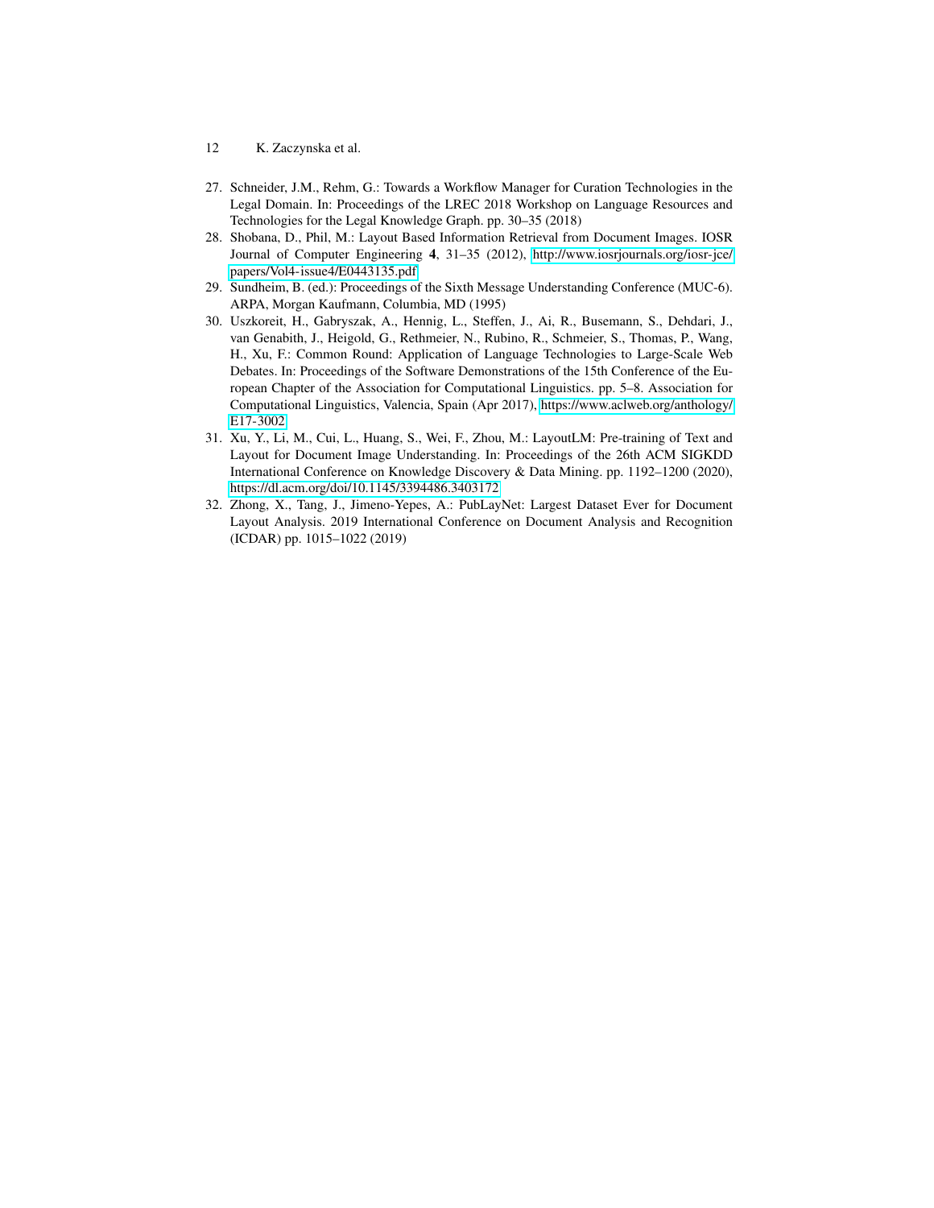27. Schneider, J.M., Rehm, G.: Towards a Workflow Manager for Curation Technologies in the Legal Domain. In: Proceedings of the LREC 2018 Workshop on Language Resources and Technologies for the Legal Knowledge Graph. pp. 30–35 (2018)
28. Shobana, D., Phil, M.: Layout Based Information Retrieval from Document Images. IOSR Journal of Computer Engineering **4**, 31–35 (2012), http://www.iosrjournals.org/iosr-jce/papers/Vol4-issue4/E0443135.pdf
29. Sundheim, B. (ed.): Proceedings of the Sixth Message Understanding Conference (MUC-6). ARPA, Morgan Kaufmann, Columbia, MD (1995)
30. Uszkoreit, H., Gabryszak, A., Hennig, L., Steffen, J., Ai, R., Busemann, S., Dehdari, J., van Genabith, J., Heigold, G., Rethmeier, N., Rubino, R., Schmeier, S., Thomas, P., Wang, H., Xu, F.: Common Round: Application of Language Technologies to Large-Scale Web Debates. In: Proceedings of the Software Demonstrations of the 15th Conference of the European Chapter of the Association for Computational Linguistics. pp. 5–8. Association for Computational Linguistics, Valencia, Spain (Apr 2017), https://www.aclweb.org/anthology/E17-3002
31. Xu, Y., Li, M., Cui, L., Huang, S., Wei, F., Zhou, M.: LayoutLM: Pre-training of Text and Layout for Document Image Understanding. In: Proceedings of the 26th ACM SIGKDD International Conference on Knowledge Discovery & Data Mining. pp. 1192–1200 (2020), https://dl.acm.org/doi/10.1145/3394486.3403172
32. Zhong, X., Tang, J., Jimeno-Yepes, A.: PubLayNet: Largest Dataset Ever for Document Layout Analysis. 2019 International Conference on Document Analysis and Recognition (ICDAR) pp. 1015–1022 (2019)